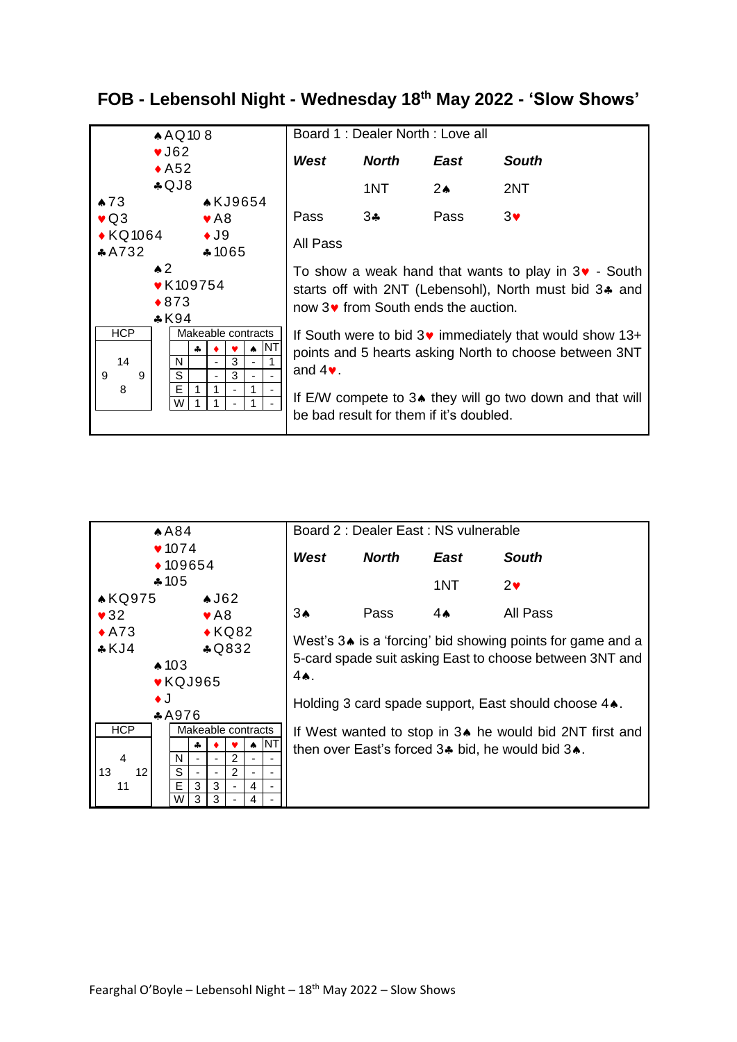# FOB - Lebensohl Night - Wednesday 18th May 2022 - 'Slow Shows'

## Board 1 : Dealer North : Love all

**North:** ♠AQ10 8 ♥J62 ♦A52 ♣QJ8

**West:** ♠73 ♥Q3 ♦KQ1064 ♣A732

**East:** ♠KJ9654 ♥A8 ♦J9 ♣1065

**South:** ♠2 ♥K109754 ♦873 ♣K94

**HCP:** North 14, West 9, East 9, South 8

**Makeable contracts**

| | ♣ | ♦ | ♥ | ♠ | NT |
|---|---|---|---|---|---|
| N | | - | 3 | - | 1 |
| S | | - | 3 | - | - |
| E | 1 | 1 | - | 1 | - |
| W | 1 | 1 | - | 1 | - |

| *West* | *North* | *East* | *South* |
|---|---|---|---|
| | 1NT | 2♠ | 2NT |
| Pass | 3♣ | Pass | 3♥ |
| All Pass | | | |

To show a weak hand that wants to play in 3♥ - South starts off with 2NT (Lebensohl), North must bid 3♣ and now 3♥ from South ends the auction.

If South were to bid 3♥ immediately that would show 13+ points and 5 hearts asking North to choose between 3NT and 4♥.

If E/W compete to 3♠ they will go two down and that will be bad result for them if it's doubled.

## Board 2 : Dealer East : NS vulnerable

**North:** ♠A84 ♥1074 ♦109654 ♣105

**West:** ♠KQ975 ♥32 ♦A73 ♣KJ4

**East:** ♠J62 ♥A8 ♦KQ82 ♣Q832

**South:** ♠103 ♥KQJ965 ♦J ♣A976

**HCP:** North 4, West 13, East 12, South 11

**Makeable contracts**

| | ♣ | ♦ | ♥ | ♠ | NT |
|---|---|---|---|---|---|
| N | - | - | 2 | - | - |
| S | - | - | 2 | - | - |
| E | 3 | 3 | - | 4 | - |
| W | 3 | 3 | - | 4 | - |

| *West* | *North* | *East* | *South* |
|---|---|---|---|
| | | 1NT | 2♥ |
| 3♠ | Pass | 4♠ | All Pass |

West's 3♠ is a 'forcing' bid showing points for game and a 5-card spade suit asking East to choose between 3NT and 4♠.

Holding 3 card spade support, East should choose 4♠.

If West wanted to stop in 3♠ he would bid 2NT first and then over East's forced 3♣ bid, he would bid 3♠.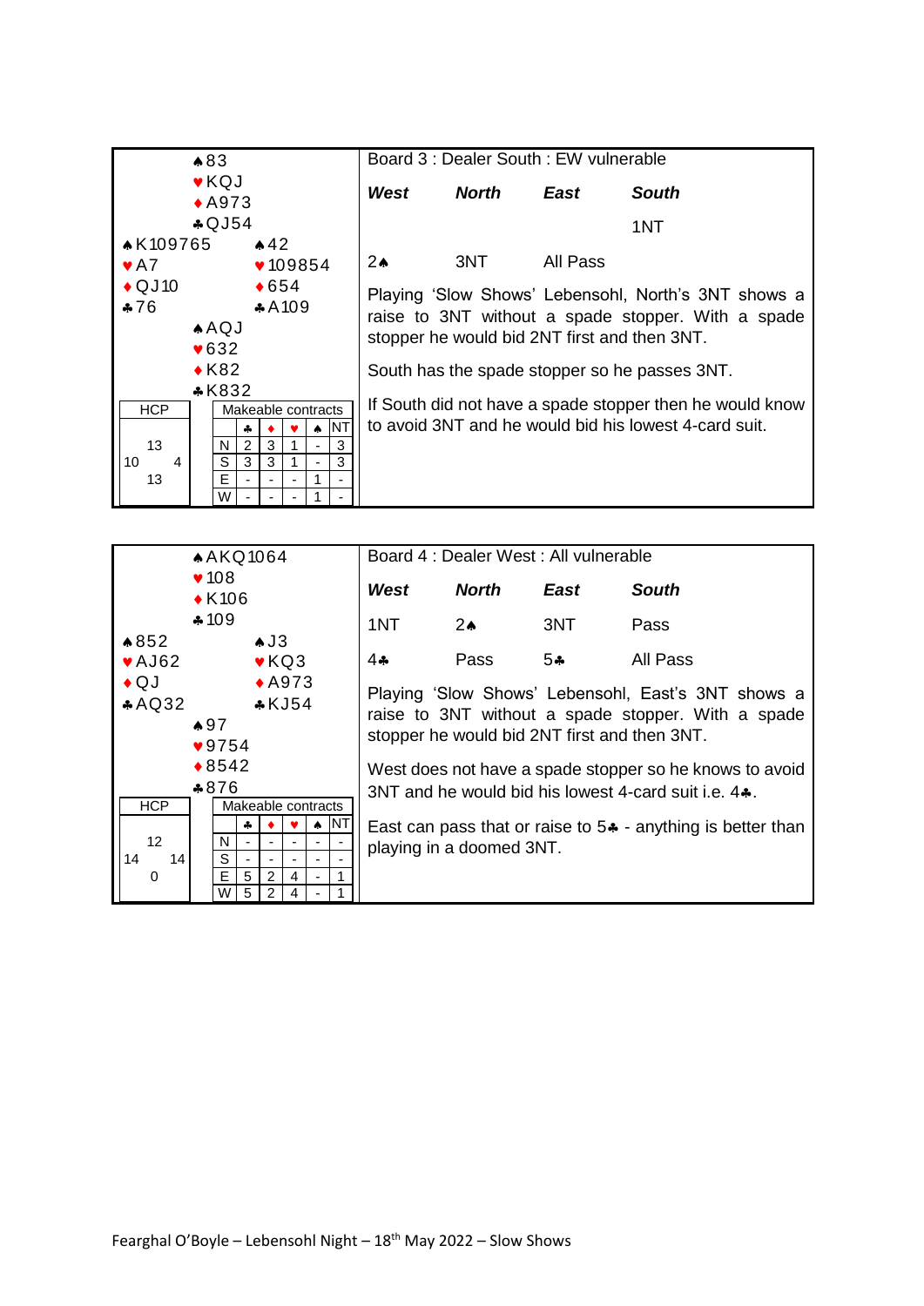**Board 3 : Dealer South : EW vulnerable**

North
♠83
♥KQJ
♦A973
♣QJ54

West
♠K109765
♥A7
♦QJ10
♣76

East
♠42
♥109854
♦654
♣A109

South
♠AQJ
♥632
♦K82
♣K832

HCP: North 13, West 10, East 4, South 13

Makeable contracts

| | ♣ | ♦ | ♥ | ♠ | NT |
|---|---|---|---|---|---|
| N | 2 | 3 | 1 | - | 3 |
| S | 3 | 3 | 1 | - | 3 |
| E | - | - | - | 1 | - |
| W | - | - | - | 1 | - |

| *West* | *North* | *East* | *South* |
|---|---|---|---|
| | | | 1NT |
| 2♠ | 3NT | All Pass | |

Playing 'Slow Shows' Lebensohl, North's 3NT shows a raise to 3NT without a spade stopper. With a spade stopper he would bid 2NT first and then 3NT.

South has the spade stopper so he passes 3NT.

If South did not have a spade stopper then he would know to avoid 3NT and he would bid his lowest 4-card suit.

**Board 4 : Dealer West : All vulnerable**

North
♠AKQ1064
♥108
♦K106
♣109

West
♠852
♥AJ62
♦QJ
♣AQ32

East
♠J3
♥KQ3
♦A973
♣KJ54

South
♠97
♥9754
♦8542
♣876

HCP: North 12, West 14, East 14, South 0

Makeable contracts

| | ♣ | ♦ | ♥ | ♠ | NT |
|---|---|---|---|---|---|
| N | - | - | - | - | - |
| S | - | - | - | - | - |
| E | 5 | 2 | 4 | - | 1 |
| W | 5 | 2 | 4 | - | 1 |

| *West* | *North* | *East* | *South* |
|---|---|---|---|
| 1NT | 2♠ | 3NT | Pass |
| 4♣ | Pass | 5♣ | All Pass |

Playing 'Slow Shows' Lebensohl, East's 3NT shows a raise to 3NT without a spade stopper. With a spade stopper he would bid 2NT first and then 3NT.

West does not have a spade stopper so he knows to avoid 3NT and he would bid his lowest 4-card suit i.e. 4♣.

East can pass that or raise to 5♣ - anything is better than playing in a doomed 3NT.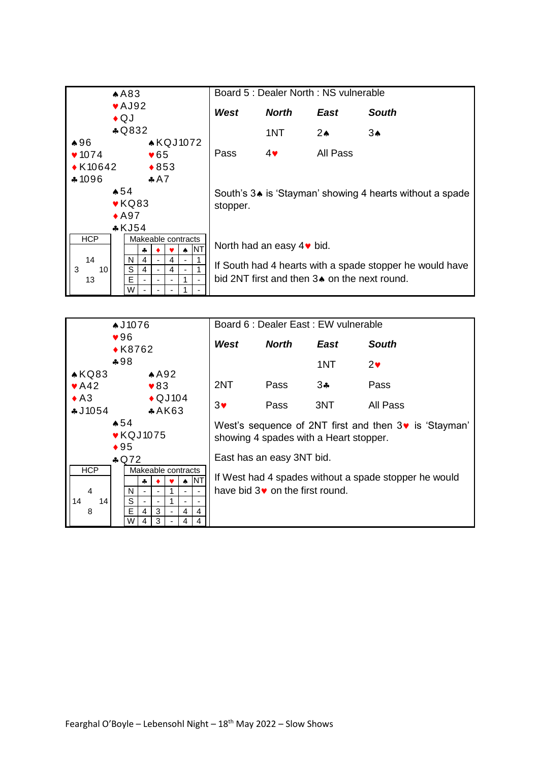## Board 5 : Dealer North : NS vulnerable

**North**
♠A83
♥AJ92
♦QJ
♣Q832

**West**
♠96
♥1074
♦K10642
♣1096

**East**
♠KQJ1072
♥65
♦853
♣A7

**South**
♠54
♥KQ83
♦A97
♣KJ54

**HCP**

| | N | |
|---|---|---|
| | 14 | |
| W 3 | | E 10 |
| | 13 | |
| | S | |

**Makeable contracts**

| | ♣ | ♦ | ♥ | ♠ | NT |
|---|---|---|---|---|---|
| N | 4 | - | 4 | - | 1 |
| S | 4 | - | 4 | - | 1 |
| E | - | - | - | 1 | - |
| W | - | - | - | 1 | - |

| *West* | *North* | *East* | *South* |
|---|---|---|---|
| | 1NT | 2♠ | 3♠ |
| Pass | 4♥ | All Pass | |

South's 3♠ is 'Stayman' showing 4 hearts without a spade stopper.

North had an easy 4♥ bid.

If South had 4 hearts with a spade stopper he would have bid 2NT first and then 3♠ on the next round.

## Board 6 : Dealer East : EW vulnerable

**North**
♠J1076
♥96
♦K8762
♣98

**West**
♠KQ83
♥A42
♦A3
♣J1054

**East**
♠A92
♥83
♦QJ104
♣AK63

**South**
♠54
♥KQJ1075
♦95
♣Q72

**HCP**

| | N | |
|---|---|---|
| | 4 | |
| W 14 | | E 14 |
| | 8 | |
| | S | |

**Makeable contracts**

| | ♣ | ♦ | ♥ | ♠ | NT |
|---|---|---|---|---|---|
| N | - | - | 1 | - | - |
| S | - | - | 1 | - | - |
| E | 4 | 3 | - | 4 | 4 |
| W | 4 | 3 | - | 4 | 4 |

| *West* | *North* | *East* | *South* |
|---|---|---|---|
| | | 1NT | 2♥ |
| 2NT | Pass | 3♣ | Pass |
| 3♥ | Pass | 3NT | All Pass |

West's sequence of 2NT first and then 3♥ is 'Stayman' showing 4 spades with a Heart stopper.

East has an easy 3NT bid.

If West had 4 spades without a spade stopper he would have bid 3♥ on the first round.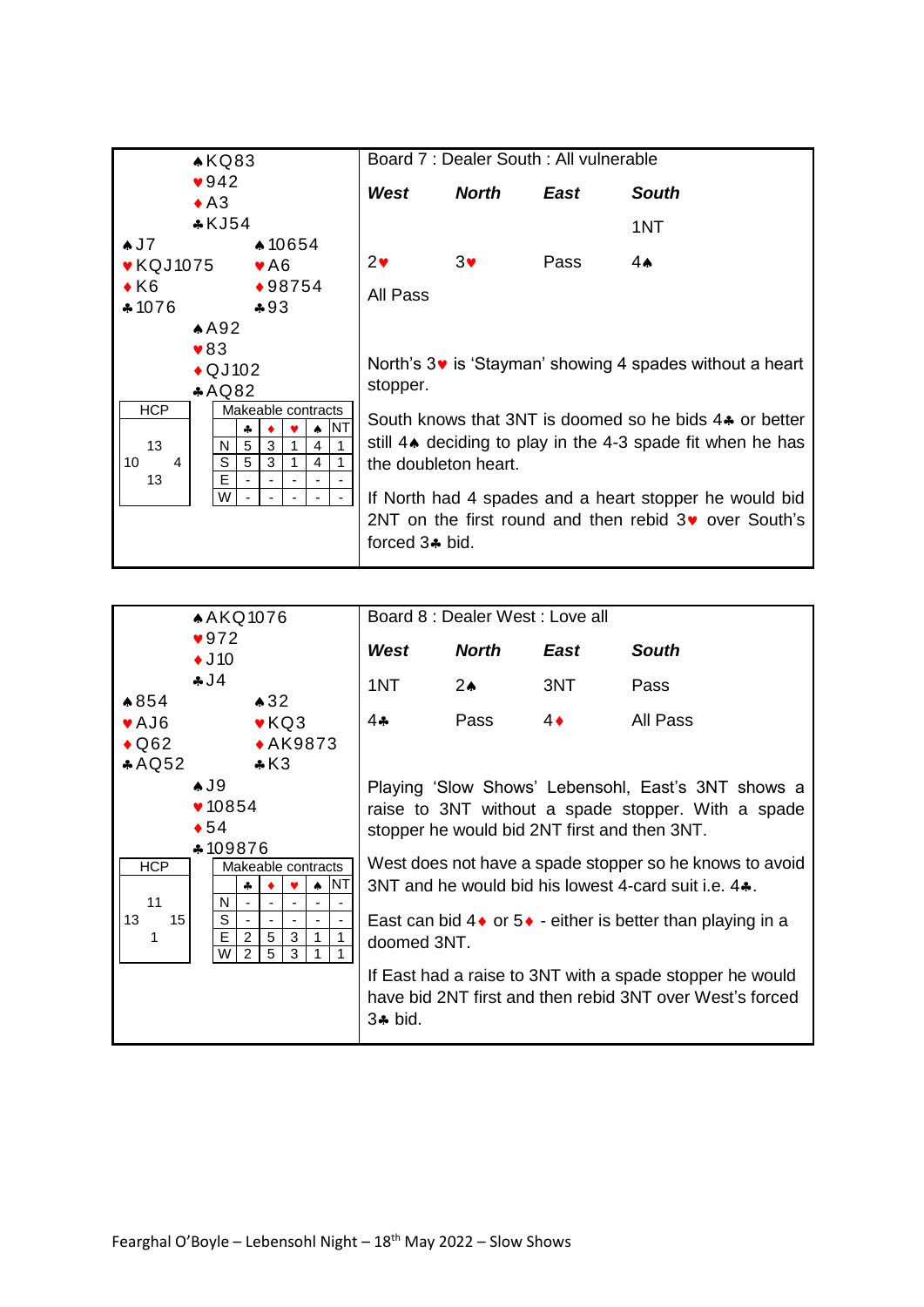**Board 7 : Dealer South : All vulnerable**

North: ♠KQ83 ♥942 ♦A3 ♣KJ54

West: ♠J7 ♥KQJ1075 ♦K6 ♣1076

East: ♠10654 ♥A6 ♦98754 ♣93

South: ♠A92 ♥83 ♦QJ102 ♣AQ82

| HCP | |
|---|---|
| | 13 |
| 10 | 4 |
| | 13 |

Makeable contracts

| | ♣ | ♦ | ♥ | ♠ | NT |
|---|---|---|---|---|---|
| N | 5 | 3 | 1 | 4 | 1 |
| S | 5 | 3 | 1 | 4 | 1 |
| E | - | - | - | - | - |
| W | - | - | - | - | - |

| *West* | *North* | *East* | *South* |
|---|---|---|---|
| | | | 1NT |
| 2♥ | 3♥ | Pass | 4♠ |
| All Pass | | | |

North's 3♥ is 'Stayman' showing 4 spades without a heart stopper.

South knows that 3NT is doomed so he bids 4♣ or better still 4♠ deciding to play in the 4-3 spade fit when he has the doubleton heart.

If North had 4 spades and a heart stopper he would bid 2NT on the first round and then rebid 3♥ over South's forced 3♣ bid.

**Board 8 : Dealer West : Love all**

North: ♠AKQ1076 ♥972 ♦J10 ♣J4

West: ♠854 ♥AJ6 ♦Q62 ♣AQ52

East: ♠32 ♥KQ3 ♦AK9873 ♣K3

South: ♠J9 ♥10854 ♦54 ♣109876

| HCP | |
|---|---|
| | 11 |
| 13 | 15 |
| | 1 |

Makeable contracts

| | ♣ | ♦ | ♥ | ♠ | NT |
|---|---|---|---|---|---|
| N | - | - | - | - | - |
| S | - | - | - | - | - |
| E | 2 | 5 | 3 | 1 | 1 |
| W | 2 | 5 | 3 | 1 | 1 |

| *West* | *North* | *East* | *South* |
|---|---|---|---|
| 1NT | 2♠ | 3NT | Pass |
| 4♣ | Pass | 4♦ | All Pass |

Playing 'Slow Shows' Lebensohl, East's 3NT shows a raise to 3NT without a spade stopper. With a spade stopper he would bid 2NT first and then 3NT.

West does not have a spade stopper so he knows to avoid 3NT and he would bid his lowest 4-card suit i.e. 4♣.

East can bid 4♦ or 5♦ - either is better than playing in a doomed 3NT.

If East had a raise to 3NT with a spade stopper he would have bid 2NT first and then rebid 3NT over West's forced 3♣ bid.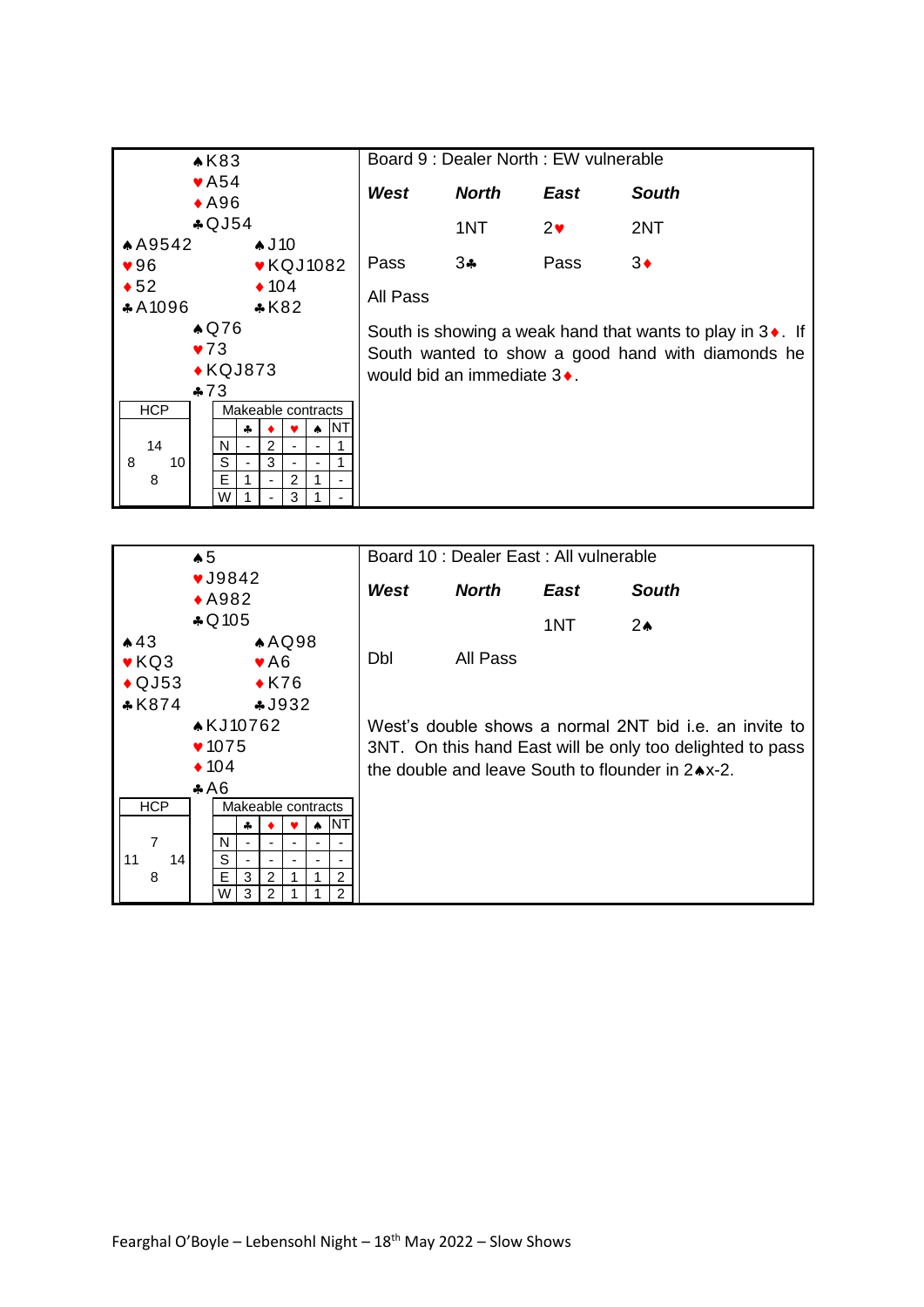**Board 9 : Dealer North : EW vulnerable**

North
♠K83
♥A54
♦A96
♣QJ54

West
♠A9542
♥96
♦52
♣A1096

East
♠J10
♥KQJ1082
♦104
♣K82

South
♠Q76
♥73
♦KQJ873
♣73

| HCP | |
|---|---|
| North | 14 |
| West | 8 |
| East | 10 |
| South | 8 |

Makeable contracts

| | ♣ | ♦ | ♥ | ♠ | NT |
|---|---|---|---|---|---|
| N | - | 2 | - | - | 1 |
| S | - | 3 | - | - | 1 |
| E | 1 | - | 2 | 1 | - |
| W | 1 | - | 3 | 1 | - |

| *West* | *North* | *East* | *South* |
|---|---|---|---|
| | 1NT | 2♥ | 2NT |
| Pass | 3♣ | Pass | 3♦ |
| All Pass | | | |

South is showing a weak hand that wants to play in 3♦. If South wanted to show a good hand with diamonds he would bid an immediate 3♦.

**Board 10 : Dealer East : All vulnerable**

North
♠5
♥J9842
♦A982
♣Q105

West
♠43
♥KQ3
♦QJ53
♣K874

East
♠AQ98
♥A6
♦K76
♣J932

South
♠KJ10762
♥1075
♦104
♣A6

| HCP | |
|---|---|
| North | 7 |
| West | 11 |
| East | 14 |
| South | 8 |

Makeable contracts

| | ♣ | ♦ | ♥ | ♠ | NT |
|---|---|---|---|---|---|
| N | - | - | - | - | - |
| S | - | - | - | - | - |
| E | 3 | 2 | 1 | 1 | 2 |
| W | 3 | 2 | 1 | 1 | 2 |

| *West* | *North* | *East* | *South* |
|---|---|---|---|
| | | 1NT | 2♠ |
| Dbl | All Pass | | |

West's double shows a normal 2NT bid i.e. an invite to 3NT. On this hand East will be only too delighted to pass the double and leave South to flounder in 2♠x-2.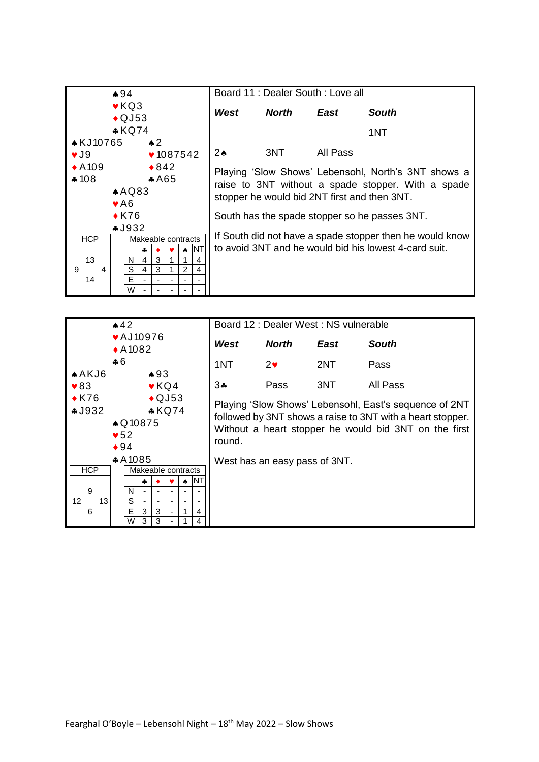## Board 11 : Dealer South : Love all

North: ♠94 ♥KQ3 ♦QJ53 ♣KQ74

West: ♠KJ10765 ♥J9 ♦A109 ♣108

East: ♠2 ♥1087542 ♦842 ♣A65

South: ♠AQ83 ♥A6 ♦K76 ♣J932

HCP: North 13, West 9, East 4, South 14

Makeable contracts:

| | ♣ | ♦ | ♥ | ♠ | NT |
|---|---|---|---|---|---|
| N | 4 | 3 | 1 | 1 | 4 |
| S | 4 | 3 | 1 | 2 | 4 |
| E | - | - | - | - | - |
| W | - | - | - | - | - |

| *West* | *North* | *East* | *South* |
|---|---|---|---|
| | | | 1NT |
| 2♠ | 3NT | All Pass | |

Playing 'Slow Shows' Lebensohl, North's 3NT shows a raise to 3NT without a spade stopper. With a spade stopper he would bid 2NT first and then 3NT.

South has the spade stopper so he passes 3NT.

If South did not have a spade stopper then he would know to avoid 3NT and he would bid his lowest 4-card suit.

## Board 12 : Dealer West : NS vulnerable

North: ♠42 ♥AJ10976 ♦A1082 ♣6

West: ♠AKJ6 ♥83 ♦K76 ♣J932

East: ♠93 ♥KQ4 ♦QJ53 ♣KQ74

South: ♠Q10875 ♥52 ♦94 ♣A1085

HCP: North 9, West 12, East 13, South 6

Makeable contracts:

| | ♣ | ♦ | ♥ | ♠ | NT |
|---|---|---|---|---|---|
| N | - | - | - | - | - |
| S | - | - | - | - | - |
| E | 3 | 3 | - | 1 | 4 |
| W | 3 | 3 | - | 1 | 4 |

| *West* | *North* | *East* | *South* |
|---|---|---|---|
| 1NT | 2♥ | 2NT | Pass |
| 3♣ | Pass | 3NT | All Pass |

Playing 'Slow Shows' Lebensohl, East's sequence of 2NT followed by 3NT shows a raise to 3NT with a heart stopper. Without a heart stopper he would bid 3NT on the first round.

West has an easy pass of 3NT.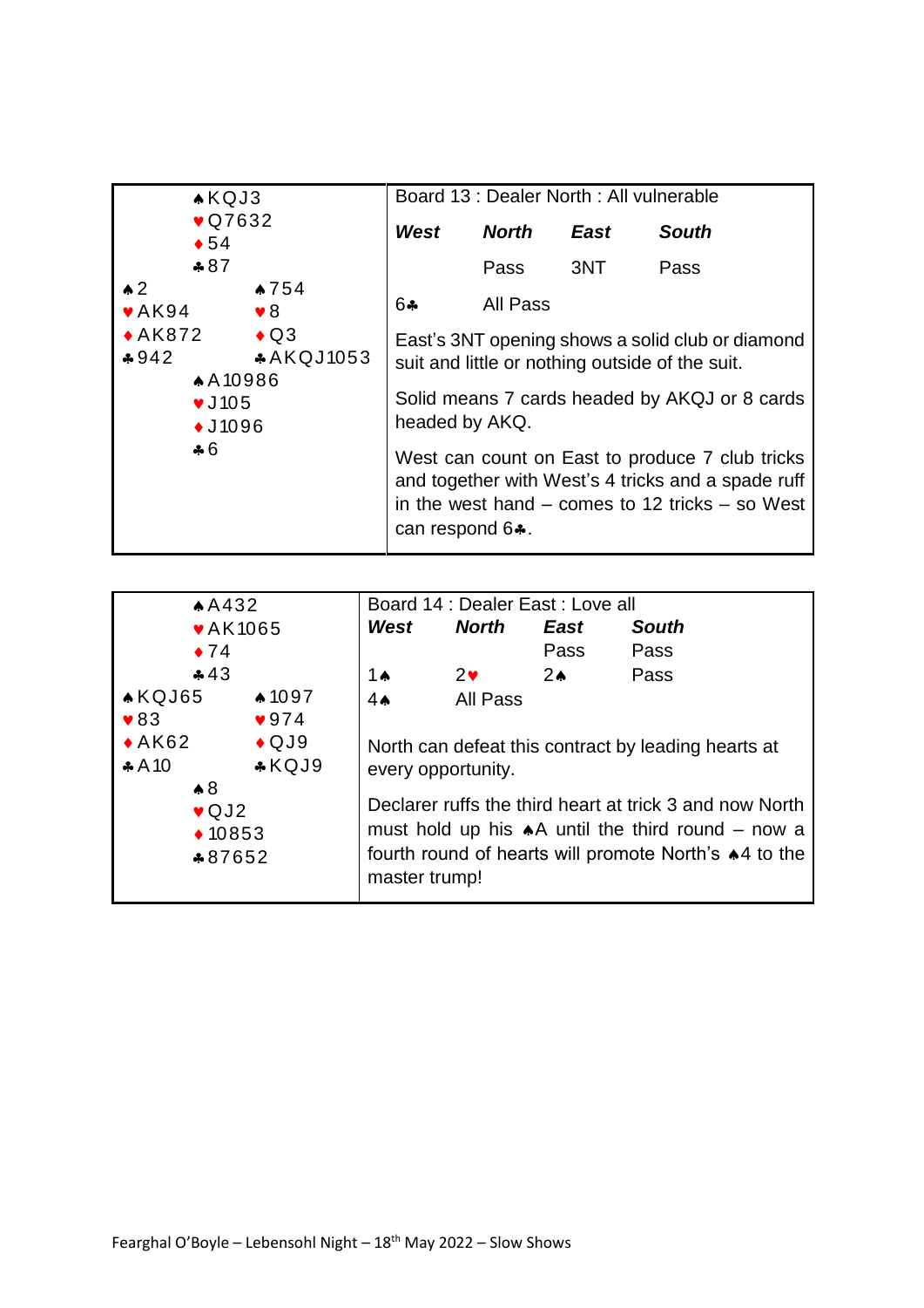**Board 13 : Dealer North : All vulnerable**

| | North | |
|---|---|---|
| | ♠KQJ3 | |
| | ♥Q7632 | |
| | ♦54 | |
| | ♣87 | |
| **West** | | **East** |
| ♠2 | | ♠754 |
| ♥AK94 | | ♥8 |
| ♦AK872 | | ♦Q3 |
| ♣942 | | ♣AKQJ1053 |
| | **South** | |
| | ♠A10986 | |
| | ♥J105 | |
| | ♦J1096 | |
| | ♣6 | |

| *West* | *North* | *East* | *South* |
|---|---|---|---|
| | Pass | 3NT | Pass |
| 6♣ | All Pass | | |

East's 3NT opening shows a solid club or diamond suit and little or nothing outside of the suit.

Solid means 7 cards headed by AKQJ or 8 cards headed by AKQ.

West can count on East to produce 7 club tricks and together with West's 4 tricks and a spade ruff in the west hand – comes to 12 tricks – so West can respond 6♣.

**Board 14 : Dealer East : Love all**

| | North | |
|---|---|---|
| | ♠A432 | |
| | ♥AK1065 | |
| | ♦74 | |
| | ♣43 | |
| **West** | | **East** |
| ♠KQJ65 | | ♠1097 |
| ♥83 | | ♥974 |
| ♦AK62 | | ♦QJ9 |
| ♣A10 | | ♣KQJ9 |
| | **South** | |
| | ♠8 | |
| | ♥QJ2 | |
| | ♦10853 | |
| | ♣87652 | |

| *West* | *North* | *East* | *South* |
|---|---|---|---|
| | | Pass | Pass |
| 1♠ | 2♥ | 2♠ | Pass |
| 4♠ | All Pass | | |

North can defeat this contract by leading hearts at every opportunity.

Declarer ruffs the third heart at trick 3 and now North must hold up his ♠A until the third round – now a fourth round of hearts will promote North's ♠4 to the master trump!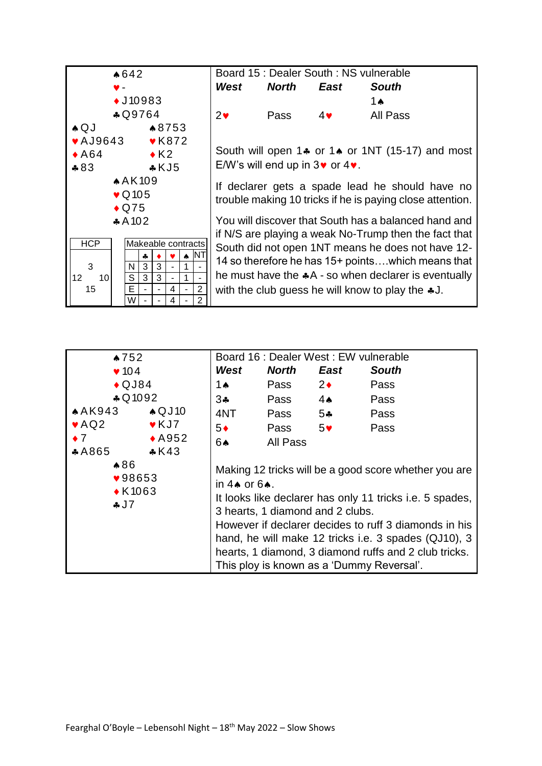**Board 15 : Dealer South : NS vulnerable**

North
♠642
♥-
♦J10983
♣Q9764

West
♠QJ
♥AJ9643
♦A64
♣83

East
♠8753
♥K872
♦K2
♣KJ5

South
♠AK109
♥Q105
♦Q75
♣A102

HCP: N 3, W 12, E 10, S 15

Makeable contracts

| | ♣ | ♦ | ♥ | ♠ | NT |
|---|---|---|---|---|---|
| N | 3 | 3 | - | 1 | - |
| S | 3 | 3 | - | 1 | - |
| E | - | - | 4 | - | 2 |
| W | - | - | 4 | - | 2 |

| *West* | *North* | *East* | *South* |
|---|---|---|---|
| | | | 1♠ |
| 2♥ | Pass | 4♥ | All Pass |

South will open 1♣ or 1♠ or 1NT (15-17) and most E/W's will end up in 3♥ or 4♥.

If declarer gets a spade lead he should have no trouble making 10 tricks if he is paying close attention.

You will discover that South has a balanced hand and if N/S are playing a weak No-Trump then the fact that South did not open 1NT means he does not have 12-14 so therefore he has 15+ points….which means that he must have the ♣A - so when declarer is eventually with the club guess he will know to play the ♣J.

**Board 16 : Dealer West : EW vulnerable**

North
♠752
♥104
♦QJ84
♣Q1092

West
♠AK943
♥AQ2
♦7
♣A865

East
♠QJ10
♥KJ7
♦A952
♣K43

South
♠86
♥98653
♦K1063
♣J7

| *West* | *North* | *East* | *South* |
|---|---|---|---|
| 1♠ | Pass | 2♦ | Pass |
| 3♣ | Pass | 4♠ | Pass |
| 4NT | Pass | 5♣ | Pass |
| 5♦ | Pass | 5♥ | Pass |
| 6♠ | All Pass | | |

Making 12 tricks will be a good score whether you are in 4♠ or 6♠.

It looks like declarer has only 11 tricks i.e. 5 spades, 3 hearts, 1 diamond and 2 clubs.

However if declarer decides to ruff 3 diamonds in his hand, he will make 12 tricks i.e. 3 spades (QJ10), 3 hearts, 1 diamond, 3 diamond ruffs and 2 club tricks. This ploy is known as a 'Dummy Reversal'.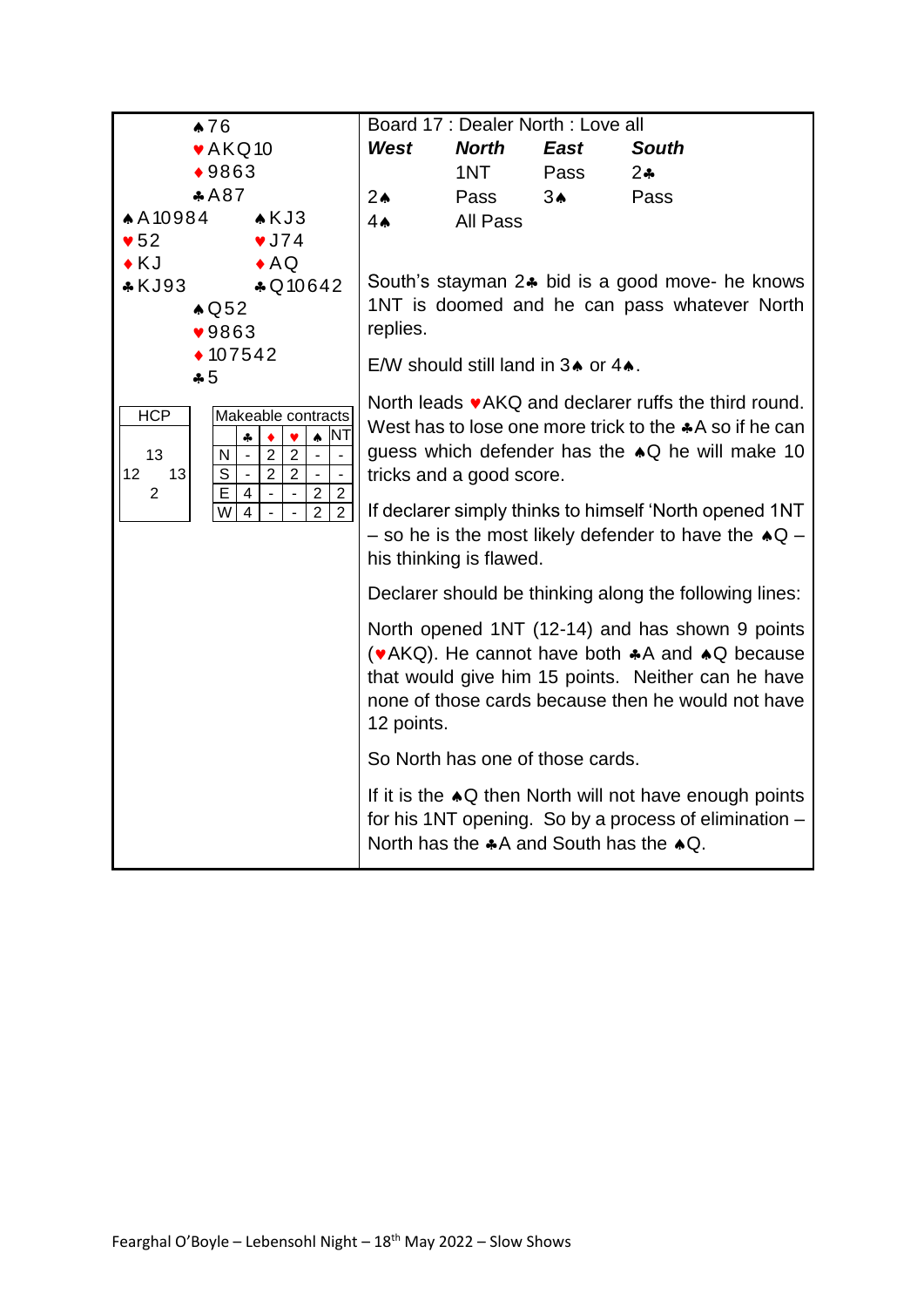Board 17 : Dealer North : Love all

| | | | |
|---|---|---|---|
| | ♠76 | | |
| | ♥AKQ10 | | |
| | ♦9863 | | |
| | ♣A87 | | |
| ♠A10984 | | ♠KJ3 | |
| ♥52 | | ♥J74 | |
| ♦KJ | | ♦AQ | |
| ♣KJ93 | | ♣Q10642 | |
| | ♠Q52 | | |
| | ♥9863 | | |
| | ♦107542 | | |
| | ♣5 | | |

| West | North | East | South |
|---|---|---|---|
| | 1NT | Pass | 2♣ |
| 2♠ | Pass | 3♠ | Pass |
| 4♠ | All Pass | | |

HCP

| | | |
|---|---|---|
| | 13 | |
| 12 | | 13 |
| | 2 | |

Makeable contracts

| | ♣ | ♦ | ♥ | ♠ | NT |
|---|---|---|---|---|---|
| N | - | 2 | 2 | - | - |
| S | - | 2 | 2 | - | - |
| E | 4 | - | - | 2 | 2 |
| W | 4 | - | - | 2 | 2 |

South's stayman 2♣ bid is a good move- he knows 1NT is doomed and he can pass whatever North replies.

E/W should still land in 3♠ or 4♠.

North leads ♥AKQ and declarer ruffs the third round. West has to lose one more trick to the ♣A so if he can guess which defender has the ♠Q he will make 10 tricks and a good score.

If declarer simply thinks to himself 'North opened 1NT – so he is the most likely defender to have the ♠Q – his thinking is flawed.

Declarer should be thinking along the following lines:

North opened 1NT (12-14) and has shown 9 points (♥AKQ). He cannot have both ♣A and ♠Q because that would give him 15 points. Neither can he have none of those cards because then he would not have 12 points.

So North has one of those cards.

If it is the ♠Q then North will not have enough points for his 1NT opening. So by a process of elimination – North has the ♣A and South has the ♠Q.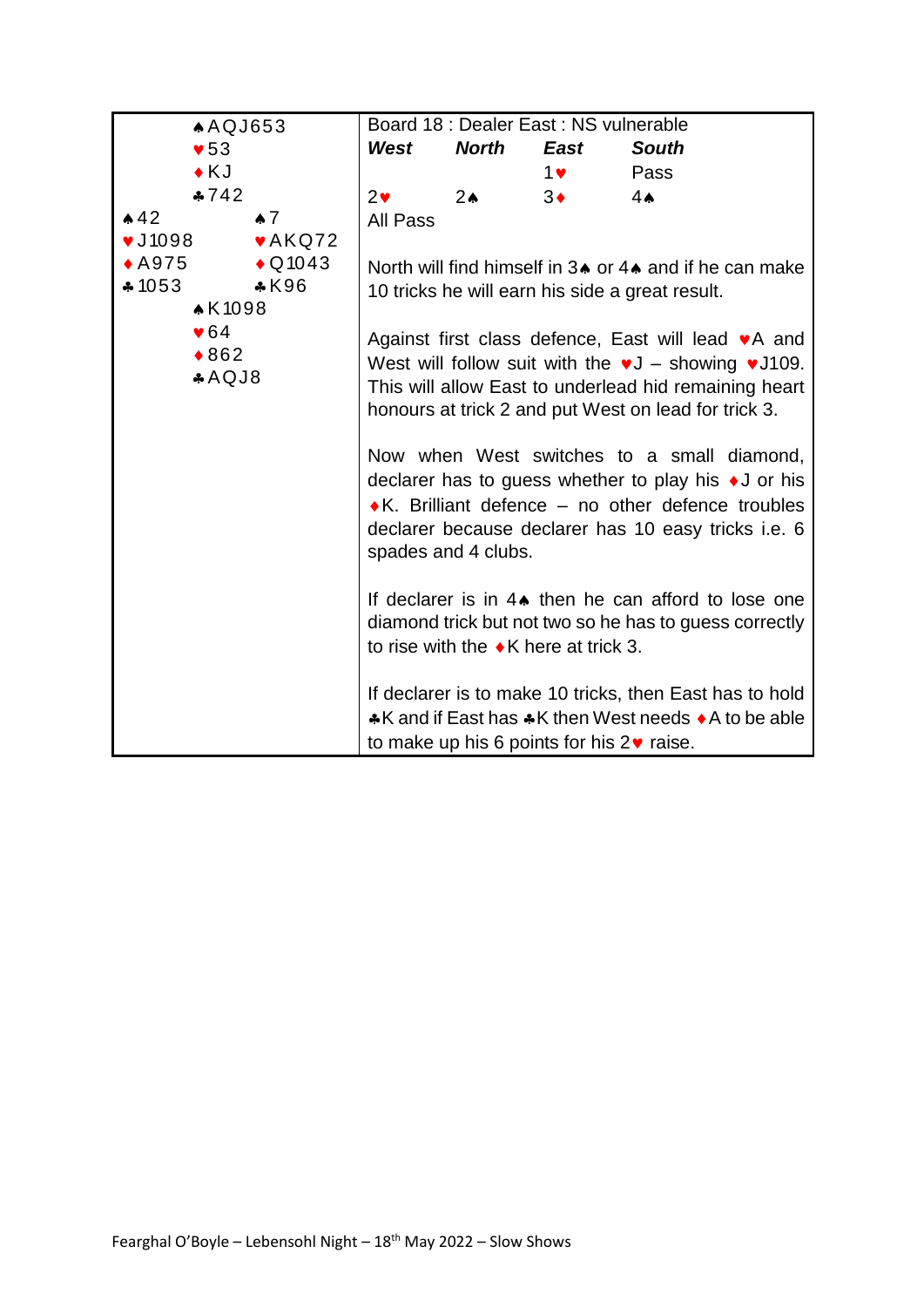| | |
|---|---|
| ♠AQJ653<br>♥53<br>♦KJ<br>♣742 | |
| ♠42<br>♥J1098<br>♦A975<br>♣1053 | ♠7<br>♥AKQ72<br>♦Q1043<br>♣K96 |
| ♠K1098<br>♥64<br>♦862<br>♣AQJ8 | |

Board 18 : Dealer East : NS vulnerable

| *West* | *North* | *East* | *South* |
|---|---|---|---|
| | | 1♥ | Pass |
| 2♥ | 2♠ | 3♦ | 4♠ |
| All Pass | | | |

North will find himself in 3♠ or 4♠ and if he can make 10 tricks he will earn his side a great result.

Against first class defence, East will lead ♥A and West will follow suit with the ♥J – showing ♥J109. This will allow East to underlead hid remaining heart honours at trick 2 and put West on lead for trick 3.

Now when West switches to a small diamond, declarer has to guess whether to play his ♦J or his ♦K. Brilliant defence – no other defence troubles declarer because declarer has 10 easy tricks i.e. 6 spades and 4 clubs.

If declarer is in 4♠ then he can afford to lose one diamond trick but not two so he has to guess correctly to rise with the ♦K here at trick 3.

If declarer is to make 10 tricks, then East has to hold ♣K and if East has ♣K then West needs ♦A to be able to make up his 6 points for his 2♥ raise.